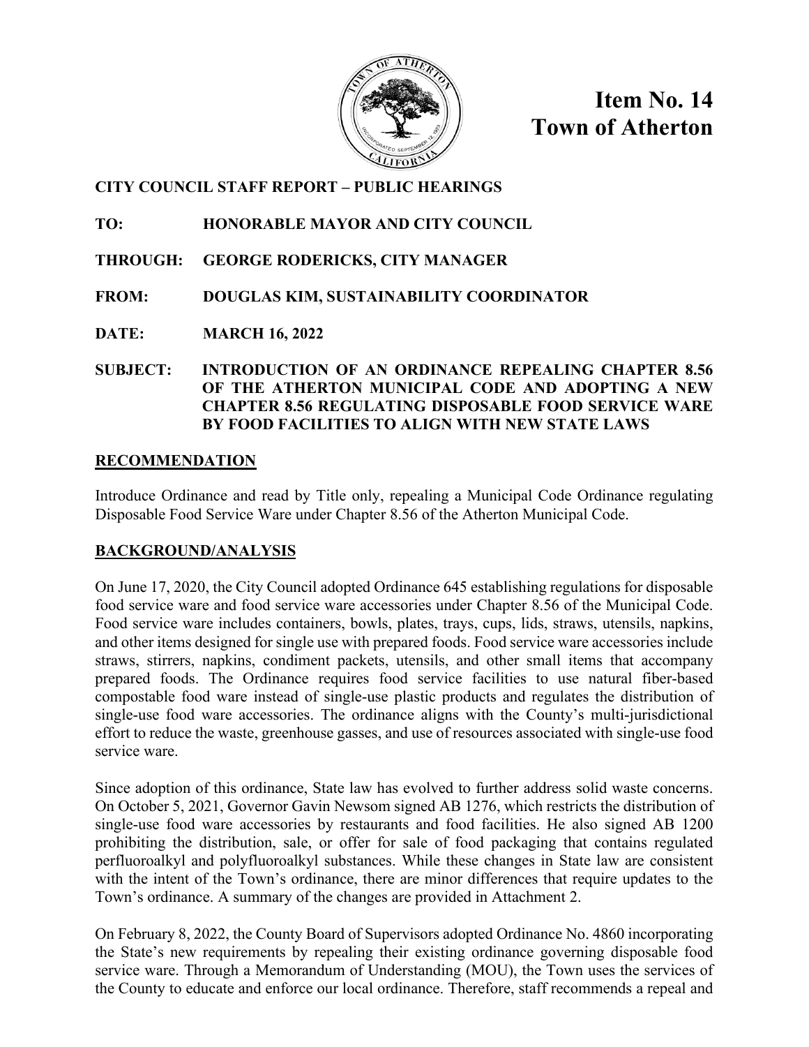# Item No. 14
# Town of Atherton

**CITY COUNCIL STAFF REPORT – PUBLIC HEARINGS**

**TO:** HONORABLE MAYOR AND CITY COUNCIL

**THROUGH:** GEORGE RODERICKS, CITY MANAGER

**FROM:** DOUGLAS KIM, SUSTAINABILITY COORDINATOR

**DATE:** MARCH 16, 2022

**SUBJECT:** INTRODUCTION OF AN ORDINANCE REPEALING CHAPTER 8.56 OF THE ATHERTON MUNICIPAL CODE AND ADOPTING A NEW CHAPTER 8.56 REGULATING DISPOSABLE FOOD SERVICE WARE BY FOOD FACILITIES TO ALIGN WITH NEW STATE LAWS

## RECOMMENDATION

Introduce Ordinance and read by Title only, repealing a Municipal Code Ordinance regulating Disposable Food Service Ware under Chapter 8.56 of the Atherton Municipal Code.

## BACKGROUND/ANALYSIS

On June 17, 2020, the City Council adopted Ordinance 645 establishing regulations for disposable food service ware and food service ware accessories under Chapter 8.56 of the Municipal Code. Food service ware includes containers, bowls, plates, trays, cups, lids, straws, utensils, napkins, and other items designed for single use with prepared foods. Food service ware accessories include straws, stirrers, napkins, condiment packets, utensils, and other small items that accompany prepared foods. The Ordinance requires food service facilities to use natural fiber-based compostable food ware instead of single-use plastic products and regulates the distribution of single-use food ware accessories. The ordinance aligns with the County's multi-jurisdictional effort to reduce the waste, greenhouse gasses, and use of resources associated with single-use food service ware.

Since adoption of this ordinance, State law has evolved to further address solid waste concerns. On October 5, 2021, Governor Gavin Newsom signed AB 1276, which restricts the distribution of single-use food ware accessories by restaurants and food facilities. He also signed AB 1200 prohibiting the distribution, sale, or offer for sale of food packaging that contains regulated perfluoroalkyl and polyfluoroalkyl substances. While these changes in State law are consistent with the intent of the Town's ordinance, there are minor differences that require updates to the Town's ordinance. A summary of the changes are provided in Attachment 2.

On February 8, 2022, the County Board of Supervisors adopted Ordinance No. 4860 incorporating the State's new requirements by repealing their existing ordinance governing disposable food service ware. Through a Memorandum of Understanding (MOU), the Town uses the services of the County to educate and enforce our local ordinance. Therefore, staff recommends a repeal and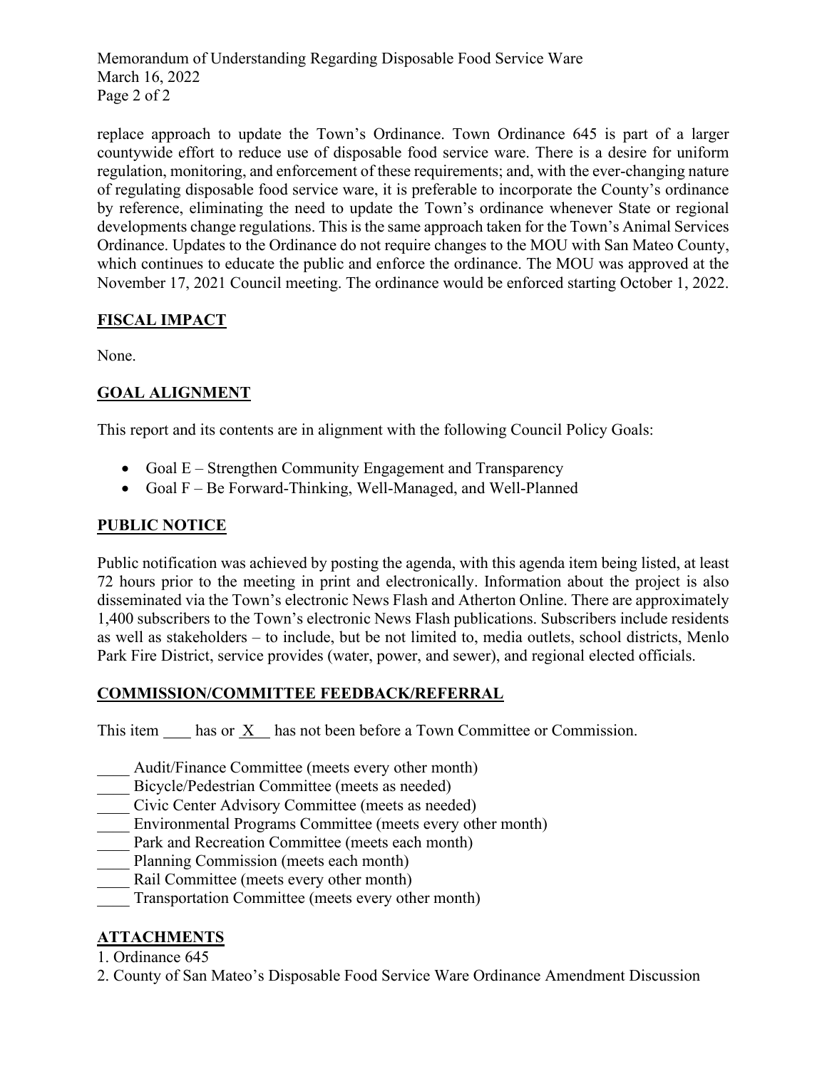replace approach to update the Town's Ordinance. Town Ordinance 645 is part of a larger countywide effort to reduce use of disposable food service ware. There is a desire for uniform regulation, monitoring, and enforcement of these requirements; and, with the ever-changing nature of regulating disposable food service ware, it is preferable to incorporate the County's ordinance by reference, eliminating the need to update the Town's ordinance whenever State or regional developments change regulations. This is the same approach taken for the Town's Animal Services Ordinance. Updates to the Ordinance do not require changes to the MOU with San Mateo County, which continues to educate the public and enforce the ordinance. The MOU was approved at the November 17, 2021 Council meeting. The ordinance would be enforced starting October 1, 2022.

## FISCAL IMPACT

None.

## GOAL ALIGNMENT

This report and its contents are in alignment with the following Council Policy Goals:

- Goal E – Strengthen Community Engagement and Transparency
- Goal F – Be Forward-Thinking, Well-Managed, and Well-Planned

## PUBLIC NOTICE

Public notification was achieved by posting the agenda, with this agenda item being listed, at least 72 hours prior to the meeting in print and electronically. Information about the project is also disseminated via the Town's electronic News Flash and Atherton Online. There are approximately 1,400 subscribers to the Town's electronic News Flash publications. Subscribers include residents as well as stakeholders – to include, but be not limited to, media outlets, school districts, Menlo Park Fire District, service provides (water, power, and sewer), and regional elected officials.

## COMMISSION/COMMITTEE FEEDBACK/REFERRAL

This item ____ has or X has not been before a Town Committee or Commission.

____ Audit/Finance Committee (meets every other month)
____ Bicycle/Pedestrian Committee (meets as needed)
____ Civic Center Advisory Committee (meets as needed)
____ Environmental Programs Committee (meets every other month)
____ Park and Recreation Committee (meets each month)
____ Planning Commission (meets each month)
____ Rail Committee (meets every other month)
____ Transportation Committee (meets every other month)

## ATTACHMENTS

1. Ordinance 645
2. County of San Mateo's Disposable Food Service Ware Ordinance Amendment Discussion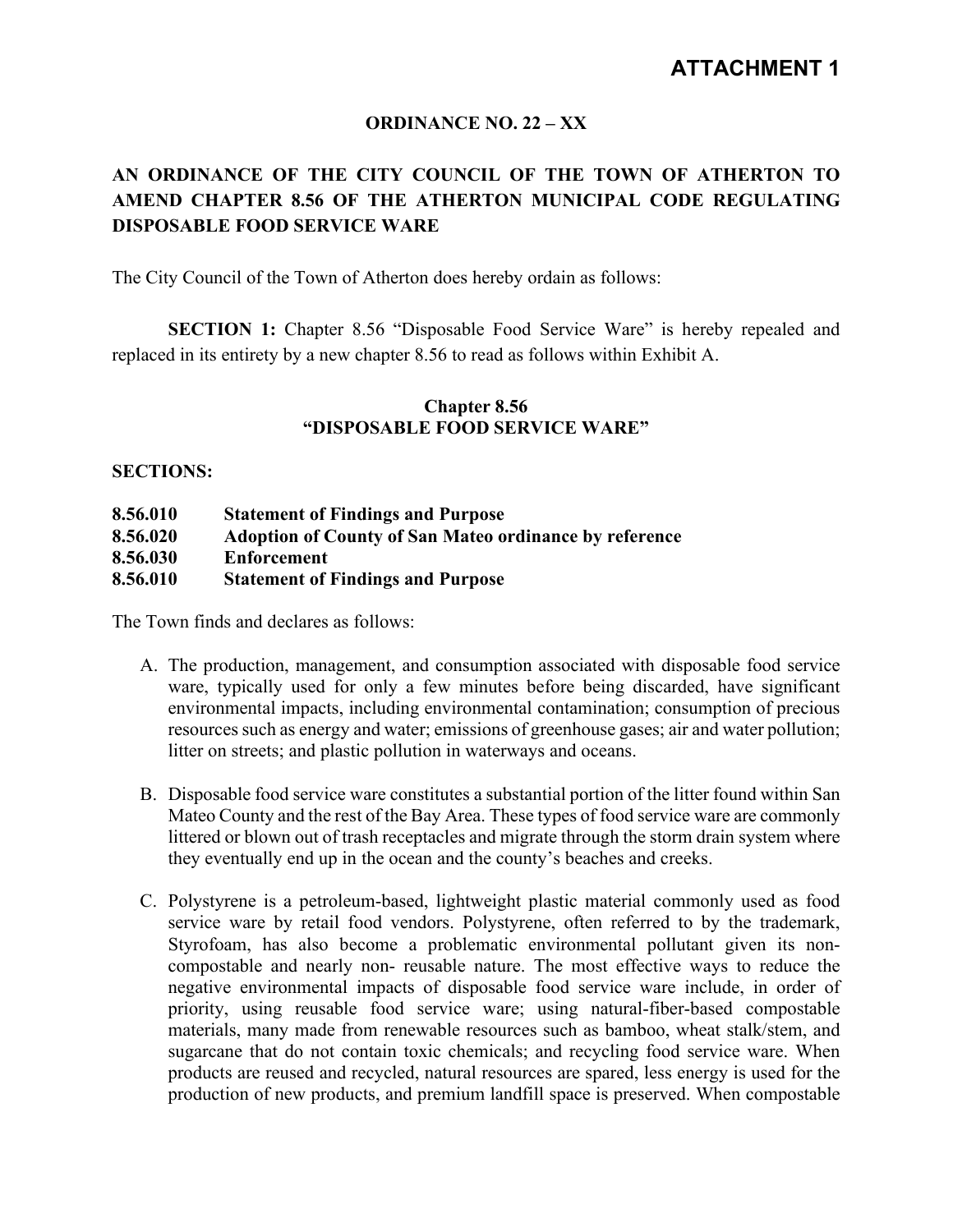# ATTACHMENT 1

**ORDINANCE NO. 22 – XX**

**AN ORDINANCE OF THE CITY COUNCIL OF THE TOWN OF ATHERTON TO AMEND CHAPTER 8.56 OF THE ATHERTON MUNICIPAL CODE REGULATING DISPOSABLE FOOD SERVICE WARE**

The City Council of the Town of Atherton does hereby ordain as follows:

**SECTION 1:** Chapter 8.56 "Disposable Food Service Ware" is hereby repealed and replaced in its entirety by a new chapter 8.56 to read as follows within Exhibit A.

**Chapter 8.56**
**"DISPOSABLE FOOD SERVICE WARE"**

**SECTIONS:**

**8.56.010 Statement of Findings and Purpose**
**8.56.020 Adoption of County of San Mateo ordinance by reference**
**8.56.030 Enforcement**
**8.56.010 Statement of Findings and Purpose**

The Town finds and declares as follows:

A. The production, management, and consumption associated with disposable food service ware, typically used for only a few minutes before being discarded, have significant environmental impacts, including environmental contamination; consumption of precious resources such as energy and water; emissions of greenhouse gases; air and water pollution; litter on streets; and plastic pollution in waterways and oceans.

B. Disposable food service ware constitutes a substantial portion of the litter found within San Mateo County and the rest of the Bay Area. These types of food service ware are commonly littered or blown out of trash receptacles and migrate through the storm drain system where they eventually end up in the ocean and the county's beaches and creeks.

C. Polystyrene is a petroleum-based, lightweight plastic material commonly used as food service ware by retail food vendors. Polystyrene, often referred to by the trademark, Styrofoam, has also become a problematic environmental pollutant given its non-compostable and nearly non- reusable nature. The most effective ways to reduce the negative environmental impacts of disposable food service ware include, in order of priority, using reusable food service ware; using natural-fiber-based compostable materials, many made from renewable resources such as bamboo, wheat stalk/stem, and sugarcane that do not contain toxic chemicals; and recycling food service ware. When products are reused and recycled, natural resources are spared, less energy is used for the production of new products, and premium landfill space is preserved. When compostable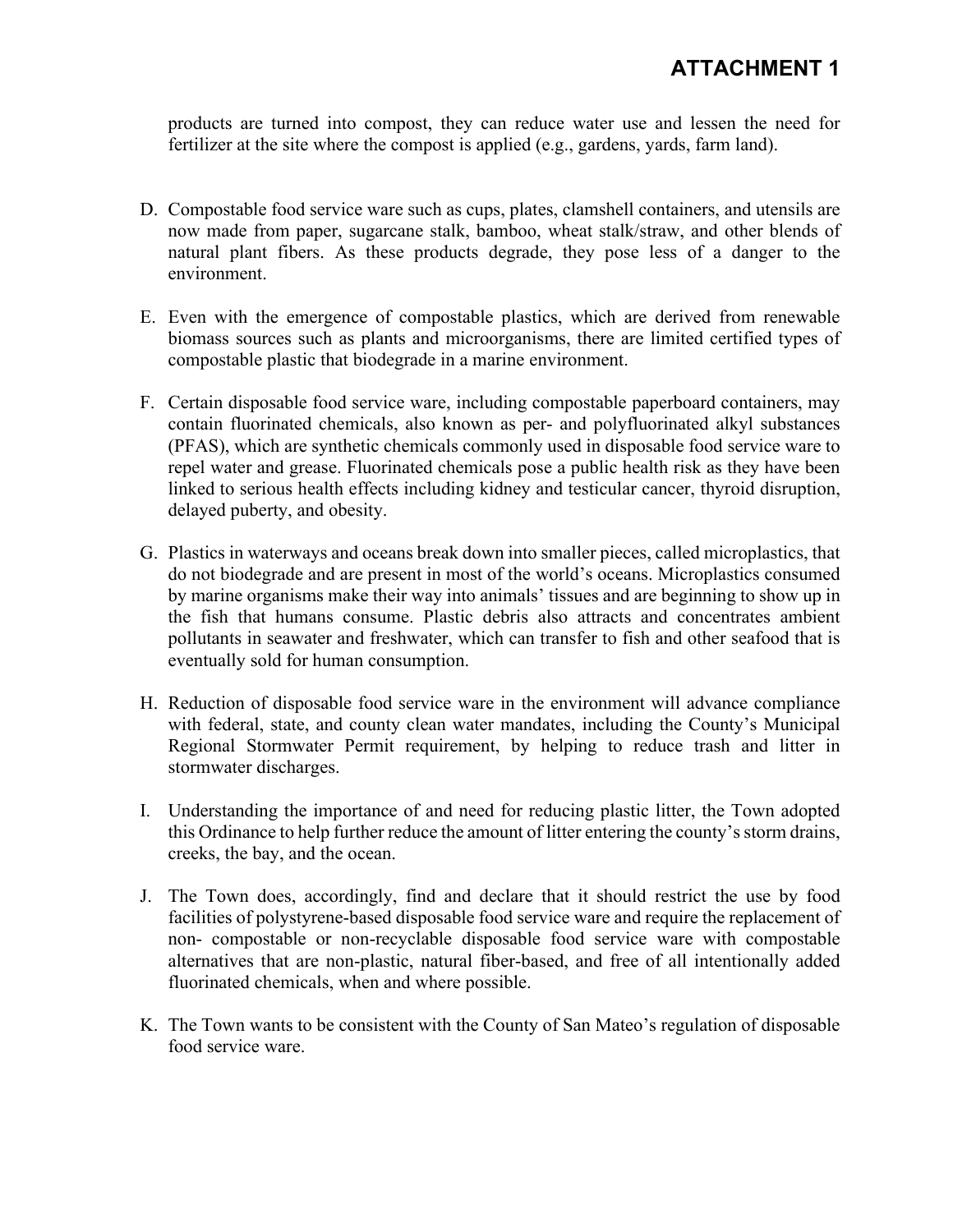products are turned into compost, they can reduce water use and lessen the need for fertilizer at the site where the compost is applied (e.g., gardens, yards, farm land).

D. Compostable food service ware such as cups, plates, clamshell containers, and utensils are now made from paper, sugarcane stalk, bamboo, wheat stalk/straw, and other blends of natural plant fibers. As these products degrade, they pose less of a danger to the environment.

E. Even with the emergence of compostable plastics, which are derived from renewable biomass sources such as plants and microorganisms, there are limited certified types of compostable plastic that biodegrade in a marine environment.

F. Certain disposable food service ware, including compostable paperboard containers, may contain fluorinated chemicals, also known as per- and polyfluorinated alkyl substances (PFAS), which are synthetic chemicals commonly used in disposable food service ware to repel water and grease. Fluorinated chemicals pose a public health risk as they have been linked to serious health effects including kidney and testicular cancer, thyroid disruption, delayed puberty, and obesity.

G. Plastics in waterways and oceans break down into smaller pieces, called microplastics, that do not biodegrade and are present in most of the world's oceans. Microplastics consumed by marine organisms make their way into animals' tissues and are beginning to show up in the fish that humans consume. Plastic debris also attracts and concentrates ambient pollutants in seawater and freshwater, which can transfer to fish and other seafood that is eventually sold for human consumption.

H. Reduction of disposable food service ware in the environment will advance compliance with federal, state, and county clean water mandates, including the County's Municipal Regional Stormwater Permit requirement, by helping to reduce trash and litter in stormwater discharges.

I. Understanding the importance of and need for reducing plastic litter, the Town adopted this Ordinance to help further reduce the amount of litter entering the county's storm drains, creeks, the bay, and the ocean.

J. The Town does, accordingly, find and declare that it should restrict the use by food facilities of polystyrene-based disposable food service ware and require the replacement of non- compostable or non-recyclable disposable food service ware with compostable alternatives that are non-plastic, natural fiber-based, and free of all intentionally added fluorinated chemicals, when and where possible.

K. The Town wants to be consistent with the County of San Mateo's regulation of disposable food service ware.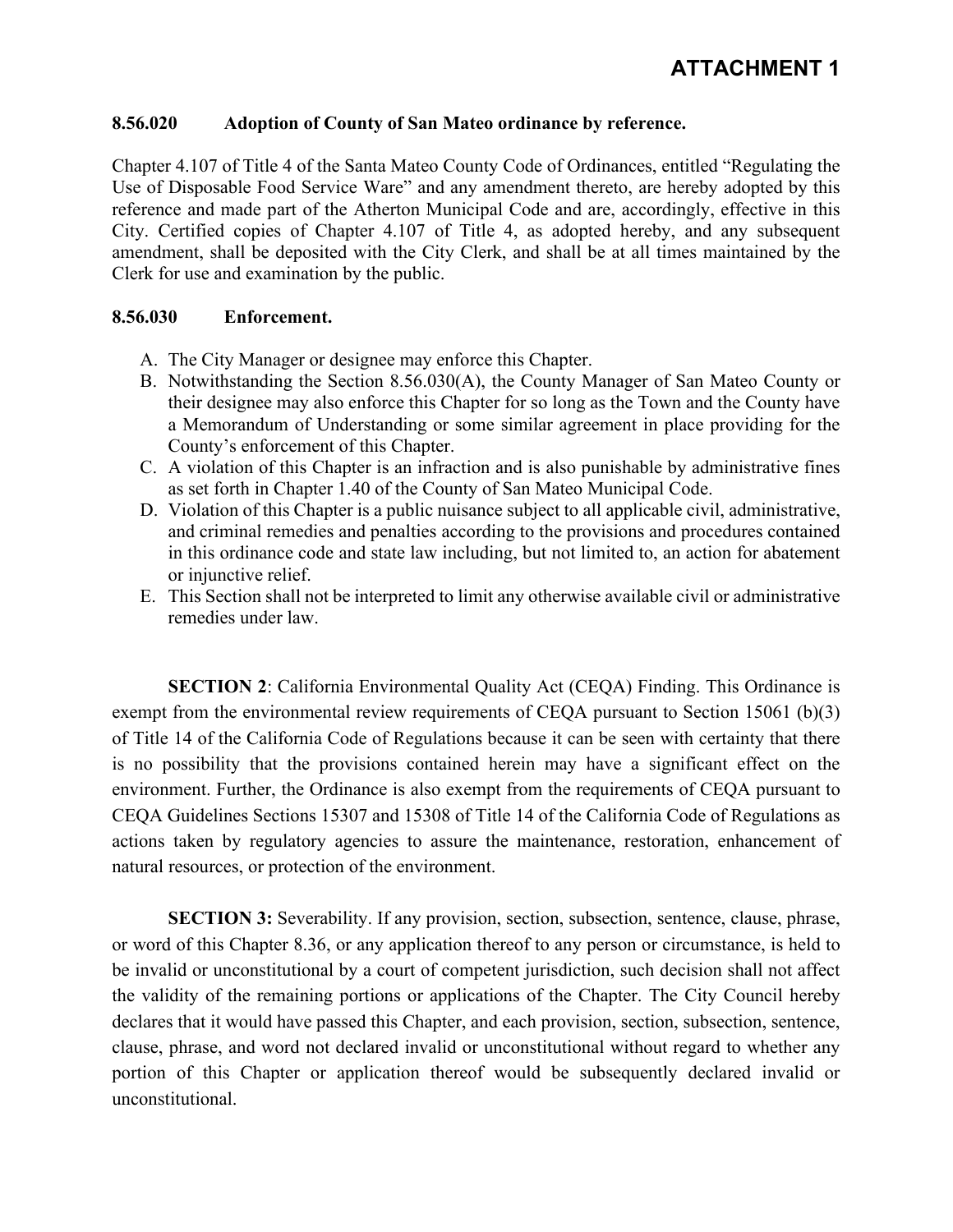# ATTACHMENT 1

**8.56.020 Adoption of County of San Mateo ordinance by reference.**

Chapter 4.107 of Title 4 of the Santa Mateo County Code of Ordinances, entitled "Regulating the Use of Disposable Food Service Ware" and any amendment thereto, are hereby adopted by this reference and made part of the Atherton Municipal Code and are, accordingly, effective in this City. Certified copies of Chapter 4.107 of Title 4, as adopted hereby, and any subsequent amendment, shall be deposited with the City Clerk, and shall be at all times maintained by the Clerk for use and examination by the public.

**8.56.030 Enforcement.**

A. The City Manager or designee may enforce this Chapter.
B. Notwithstanding the Section 8.56.030(A), the County Manager of San Mateo County or their designee may also enforce this Chapter for so long as the Town and the County have a Memorandum of Understanding or some similar agreement in place providing for the County's enforcement of this Chapter.
C. A violation of this Chapter is an infraction and is also punishable by administrative fines as set forth in Chapter 1.40 of the County of San Mateo Municipal Code.
D. Violation of this Chapter is a public nuisance subject to all applicable civil, administrative, and criminal remedies and penalties according to the provisions and procedures contained in this ordinance code and state law including, but not limited to, an action for abatement or injunctive relief.
E. This Section shall not be interpreted to limit any otherwise available civil or administrative remedies under law.

**SECTION 2**: California Environmental Quality Act (CEQA) Finding. This Ordinance is exempt from the environmental review requirements of CEQA pursuant to Section 15061 (b)(3) of Title 14 of the California Code of Regulations because it can be seen with certainty that there is no possibility that the provisions contained herein may have a significant effect on the environment. Further, the Ordinance is also exempt from the requirements of CEQA pursuant to CEQA Guidelines Sections 15307 and 15308 of Title 14 of the California Code of Regulations as actions taken by regulatory agencies to assure the maintenance, restoration, enhancement of natural resources, or protection of the environment.

**SECTION 3:** Severability. If any provision, section, subsection, sentence, clause, phrase, or word of this Chapter 8.36, or any application thereof to any person or circumstance, is held to be invalid or unconstitutional by a court of competent jurisdiction, such decision shall not affect the validity of the remaining portions or applications of the Chapter. The City Council hereby declares that it would have passed this Chapter, and each provision, section, subsection, sentence, clause, phrase, and word not declared invalid or unconstitutional without regard to whether any portion of this Chapter or application thereof would be subsequently declared invalid or unconstitutional.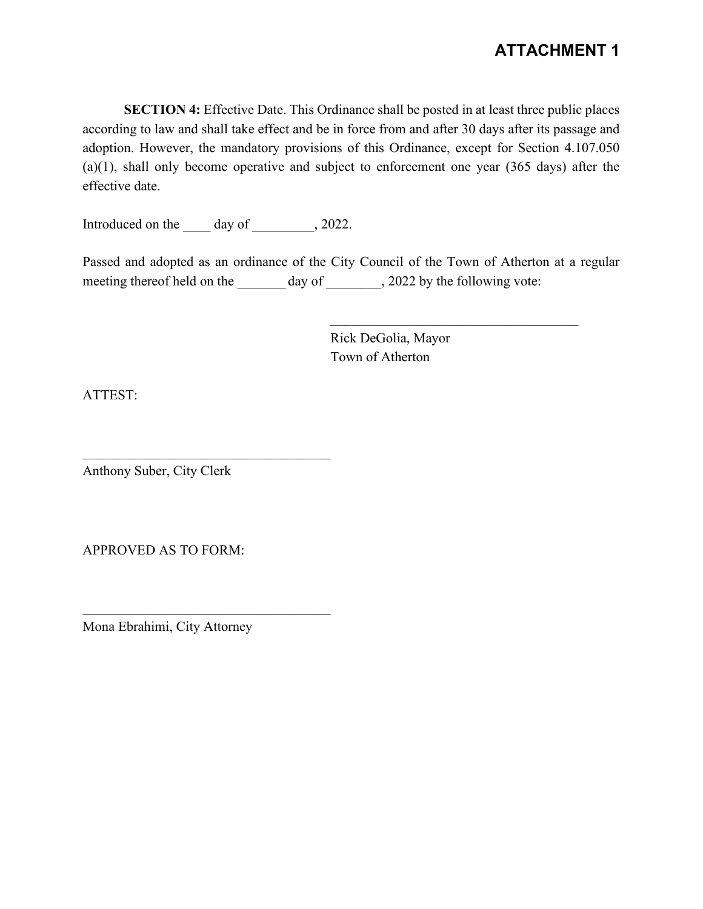**ATTACHMENT 1**

**SECTION 4:** Effective Date. This Ordinance shall be posted in at least three public places according to law and shall take effect and be in force from and after 30 days after its passage and adoption. However, the mandatory provisions of this Ordinance, except for Section 4.107.050 (a)(1), shall only become operative and subject to enforcement one year (365 days) after the effective date.

Introduced on the ____ day of _________, 2022.

Passed and adopted as an ordinance of the City Council of the Town of Atherton at a regular meeting thereof held on the _______ day of ________, 2022 by the following vote:

_____________________________________
Rick DeGolia, Mayor
Town of Atherton

ATTEST:

_____________________________________
Anthony Suber, City Clerk

APPROVED AS TO FORM:

_____________________________________
Mona Ebrahimi, City Attorney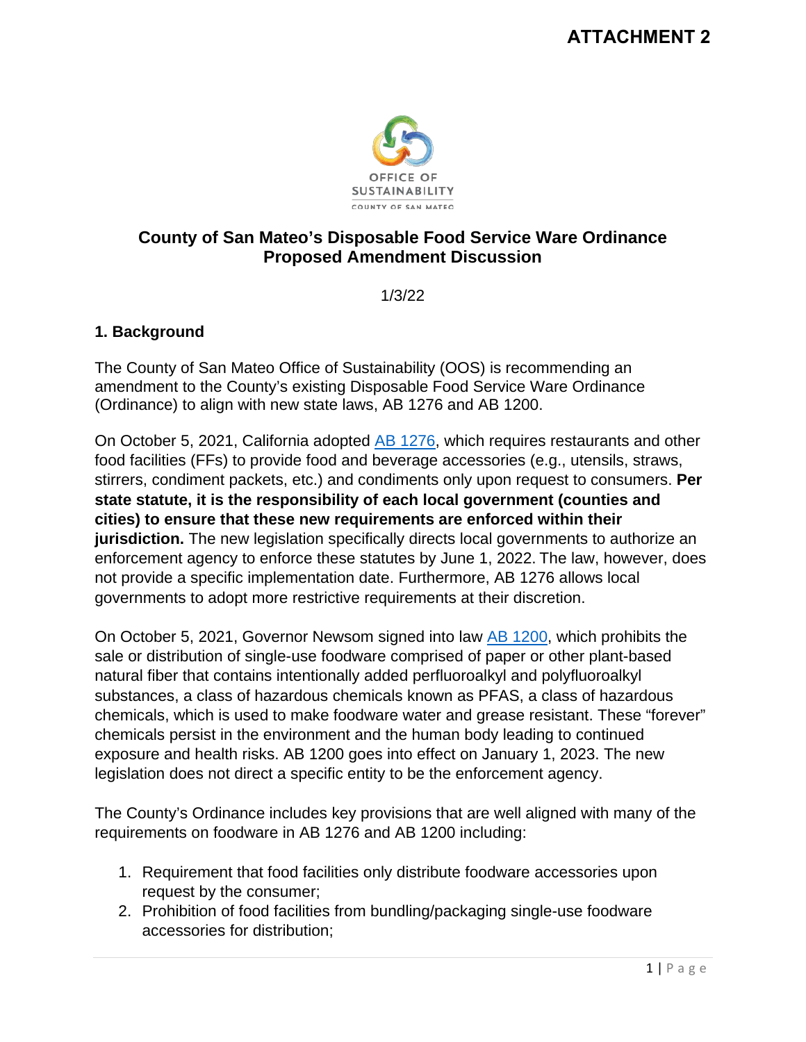ATTACHMENT 2

OFFICE OF SUSTAINABILITY
COUNTY OF SAN MATEO

# County of San Mateo's Disposable Food Service Ware Ordinance Proposed Amendment Discussion

1/3/22

## 1. Background

The County of San Mateo Office of Sustainability (OOS) is recommending an amendment to the County's existing Disposable Food Service Ware Ordinance (Ordinance) to align with new state laws, AB 1276 and AB 1200.

On October 5, 2021, California adopted AB 1276, which requires restaurants and other food facilities (FFs) to provide food and beverage accessories (e.g., utensils, straws, stirrers, condiment packets, etc.) and condiments only upon request to consumers. **Per state statute, it is the responsibility of each local government (counties and cities) to ensure that these new requirements are enforced within their jurisdiction.** The new legislation specifically directs local governments to authorize an enforcement agency to enforce these statutes by June 1, 2022. The law, however, does not provide a specific implementation date. Furthermore, AB 1276 allows local governments to adopt more restrictive requirements at their discretion.

On October 5, 2021, Governor Newsom signed into law AB 1200, which prohibits the sale or distribution of single-use foodware comprised of paper or other plant-based natural fiber that contains intentionally added perfluoroalkyl and polyfluoroalkyl substances, a class of hazardous chemicals known as PFAS, a class of hazardous chemicals, which is used to make foodware water and grease resistant. These "forever" chemicals persist in the environment and the human body leading to continued exposure and health risks. AB 1200 goes into effect on January 1, 2023. The new legislation does not direct a specific entity to be the enforcement agency.

The County's Ordinance includes key provisions that are well aligned with many of the requirements on foodware in AB 1276 and AB 1200 including:

1. Requirement that food facilities only distribute foodware accessories upon request by the consumer;
2. Prohibition of food facilities from bundling/packaging single-use foodware accessories for distribution;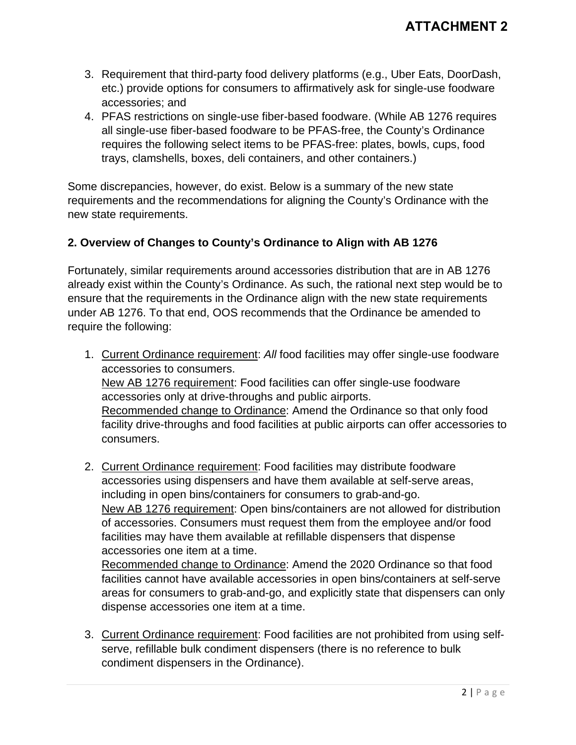3. Requirement that third-party food delivery platforms (e.g., Uber Eats, DoorDash, etc.) provide options for consumers to affirmatively ask for single-use foodware accessories; and
4. PFAS restrictions on single-use fiber-based foodware. (While AB 1276 requires all single-use fiber-based foodware to be PFAS-free, the County's Ordinance requires the following select items to be PFAS-free: plates, bowls, cups, food trays, clamshells, boxes, deli containers, and other containers.)

Some discrepancies, however, do exist. Below is a summary of the new state requirements and the recommendations for aligning the County's Ordinance with the new state requirements.

**2. Overview of Changes to County's Ordinance to Align with AB 1276**

Fortunately, similar requirements around accessories distribution that are in AB 1276 already exist within the County's Ordinance. As such, the rational next step would be to ensure that the requirements in the Ordinance align with the new state requirements under AB 1276. To that end, OOS recommends that the Ordinance be amended to require the following:

1. <u>Current Ordinance requirement</u>: *All* food facilities may offer single-use foodware accessories to consumers.
   <u>New AB 1276 requirement</u>: Food facilities can offer single-use foodware accessories only at drive-throughs and public airports.
   <u>Recommended change to Ordinance</u>: Amend the Ordinance so that only food facility drive-throughs and food facilities at public airports can offer accessories to consumers.

2. <u>Current Ordinance requirement</u>: Food facilities may distribute foodware accessories using dispensers and have them available at self-serve areas, including in open bins/containers for consumers to grab-and-go.
   <u>New AB 1276 requirement</u>: Open bins/containers are not allowed for distribution of accessories. Consumers must request them from the employee and/or food facilities may have them available at refillable dispensers that dispense accessories one item at a time.
   <u>Recommended change to Ordinance</u>: Amend the 2020 Ordinance so that food facilities cannot have available accessories in open bins/containers at self-serve areas for consumers to grab-and-go, and explicitly state that dispensers can only dispense accessories one item at a time.

3. <u>Current Ordinance requirement</u>: Food facilities are not prohibited from using self-serve, refillable bulk condiment dispensers (there is no reference to bulk condiment dispensers in the Ordinance).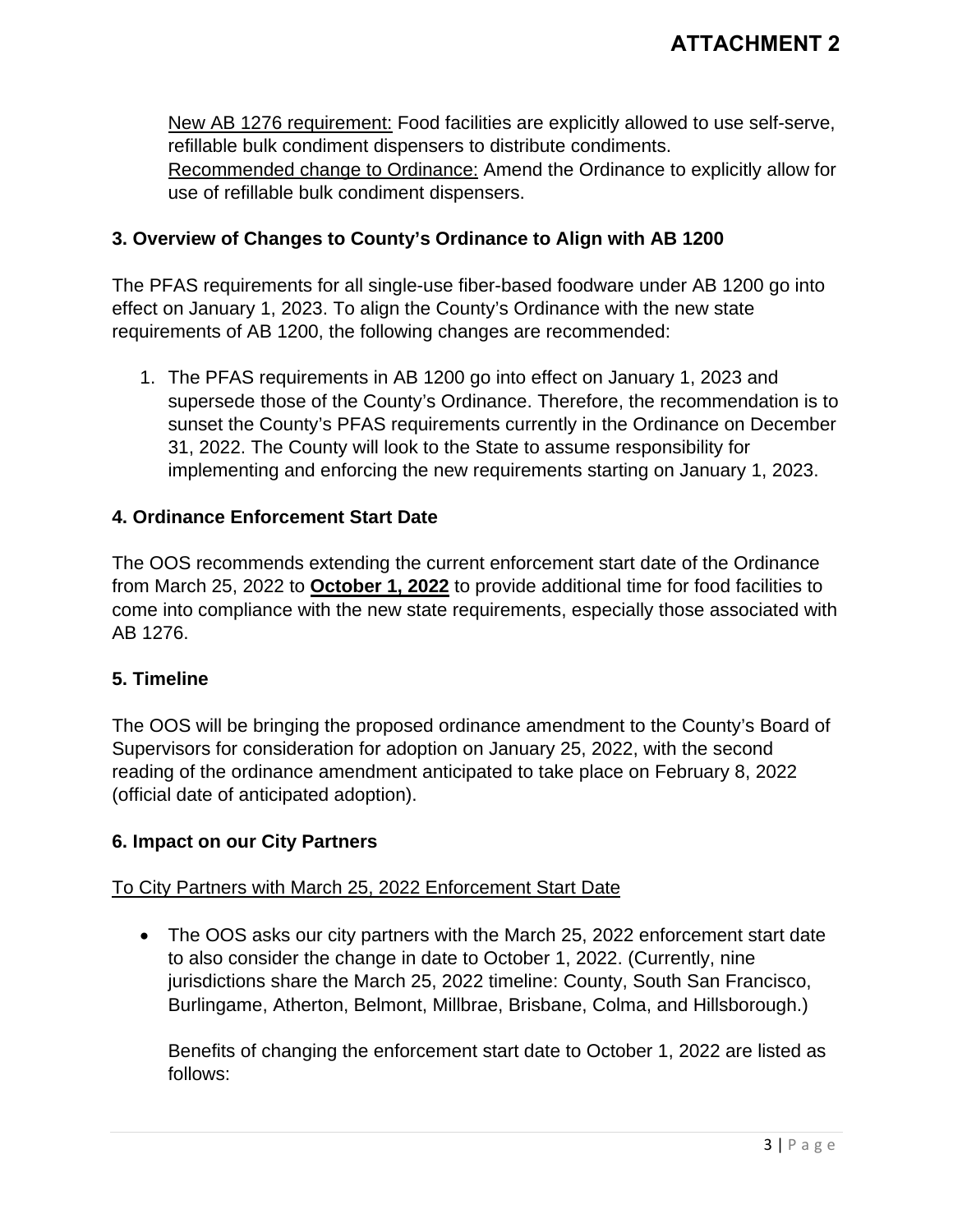New AB 1276 requirement: Food facilities are explicitly allowed to use self-serve, refillable bulk condiment dispensers to distribute condiments.
Recommended change to Ordinance: Amend the Ordinance to explicitly allow for use of refillable bulk condiment dispensers.

### 3. Overview of Changes to County's Ordinance to Align with AB 1200

The PFAS requirements for all single-use fiber-based foodware under AB 1200 go into effect on January 1, 2023. To align the County's Ordinance with the new state requirements of AB 1200, the following changes are recommended:

1. The PFAS requirements in AB 1200 go into effect on January 1, 2023 and supersede those of the County's Ordinance. Therefore, the recommendation is to sunset the County's PFAS requirements currently in the Ordinance on December 31, 2022. The County will look to the State to assume responsibility for implementing and enforcing the new requirements starting on January 1, 2023.

### 4. Ordinance Enforcement Start Date

The OOS recommends extending the current enforcement start date of the Ordinance from March 25, 2022 to **October 1, 2022** to provide additional time for food facilities to come into compliance with the new state requirements, especially those associated with AB 1276.

### 5. Timeline

The OOS will be bringing the proposed ordinance amendment to the County's Board of Supervisors for consideration for adoption on January 25, 2022, with the second reading of the ordinance amendment anticipated to take place on February 8, 2022 (official date of anticipated adoption).

### 6. Impact on our City Partners

To City Partners with March 25, 2022 Enforcement Start Date

- The OOS asks our city partners with the March 25, 2022 enforcement start date to also consider the change in date to October 1, 2022. (Currently, nine jurisdictions share the March 25, 2022 timeline: County, South San Francisco, Burlingame, Atherton, Belmont, Millbrae, Brisbane, Colma, and Hillsborough.)

  Benefits of changing the enforcement start date to October 1, 2022 are listed as follows: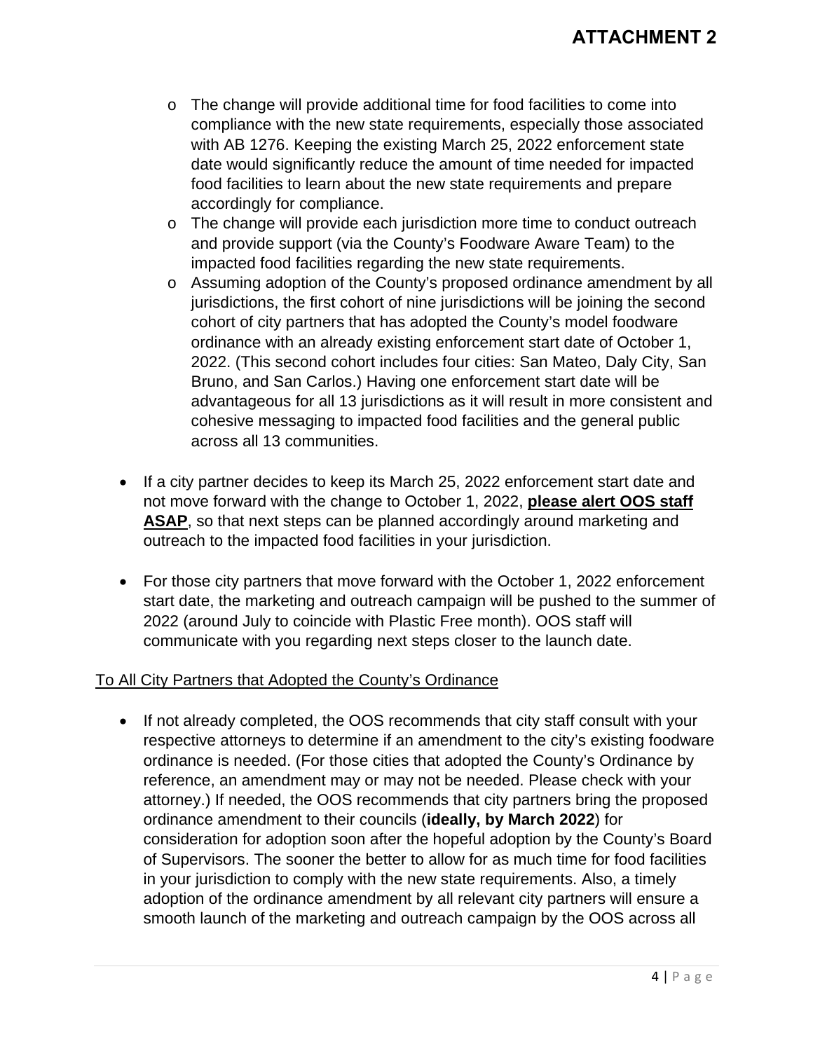**ATTACHMENT 2**

- The change will provide additional time for food facilities to come into compliance with the new state requirements, especially those associated with AB 1276. Keeping the existing March 25, 2022 enforcement state date would significantly reduce the amount of time needed for impacted food facilities to learn about the new state requirements and prepare accordingly for compliance.
- The change will provide each jurisdiction more time to conduct outreach and provide support (via the County's Foodware Aware Team) to the impacted food facilities regarding the new state requirements.
- Assuming adoption of the County's proposed ordinance amendment by all jurisdictions, the first cohort of nine jurisdictions will be joining the second cohort of city partners that has adopted the County's model foodware ordinance with an already existing enforcement start date of October 1, 2022. (This second cohort includes four cities: San Mateo, Daly City, San Bruno, and San Carlos.) Having one enforcement start date will be advantageous for all 13 jurisdictions as it will result in more consistent and cohesive messaging to impacted food facilities and the general public across all 13 communities.

- If a city partner decides to keep its March 25, 2022 enforcement start date and not move forward with the change to October 1, 2022, **please alert OOS staff ASAP**, so that next steps can be planned accordingly around marketing and outreach to the impacted food facilities in your jurisdiction.

- For those city partners that move forward with the October 1, 2022 enforcement start date, the marketing and outreach campaign will be pushed to the summer of 2022 (around July to coincide with Plastic Free month). OOS staff will communicate with you regarding next steps closer to the launch date.

To All City Partners that Adopted the County's Ordinance

- If not already completed, the OOS recommends that city staff consult with your respective attorneys to determine if an amendment to the city's existing foodware ordinance is needed. (For those cities that adopted the County's Ordinance by reference, an amendment may or may not be needed. Please check with your attorney.) If needed, the OOS recommends that city partners bring the proposed ordinance amendment to their councils (**ideally, by March 2022**) for consideration for adoption soon after the hopeful adoption by the County's Board of Supervisors. The sooner the better to allow for as much time for food facilities in your jurisdiction to comply with the new state requirements. Also, a timely adoption of the ordinance amendment by all relevant city partners will ensure a smooth launch of the marketing and outreach campaign by the OOS across all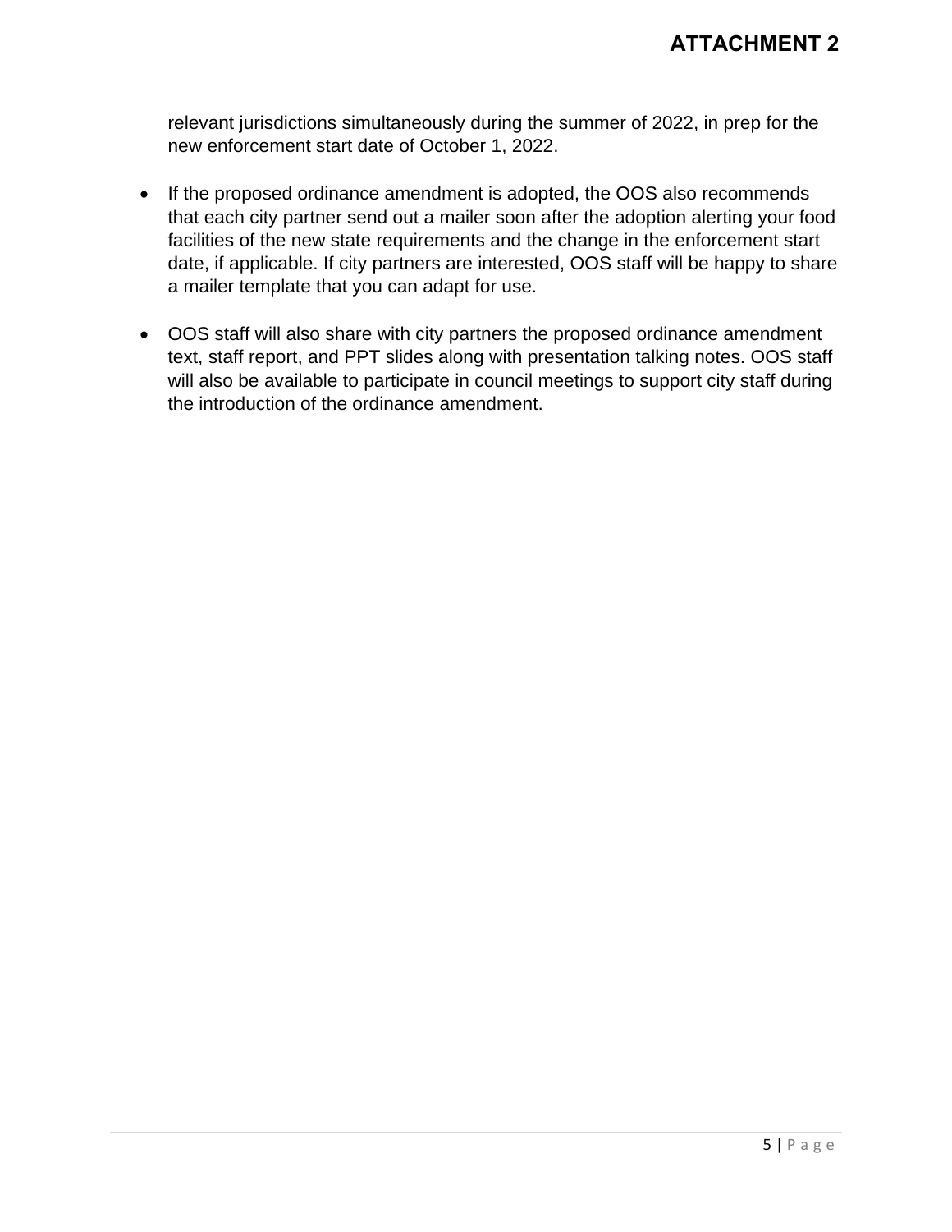relevant jurisdictions simultaneously during the summer of 2022, in prep for the new enforcement start date of October 1, 2022.

- If the proposed ordinance amendment is adopted, the OOS also recommends that each city partner send out a mailer soon after the adoption alerting your food facilities of the new state requirements and the change in the enforcement start date, if applicable. If city partners are interested, OOS staff will be happy to share a mailer template that you can adapt for use.

- OOS staff will also share with city partners the proposed ordinance amendment text, staff report, and PPT slides along with presentation talking notes. OOS staff will also be available to participate in council meetings to support city staff during the introduction of the ordinance amendment.